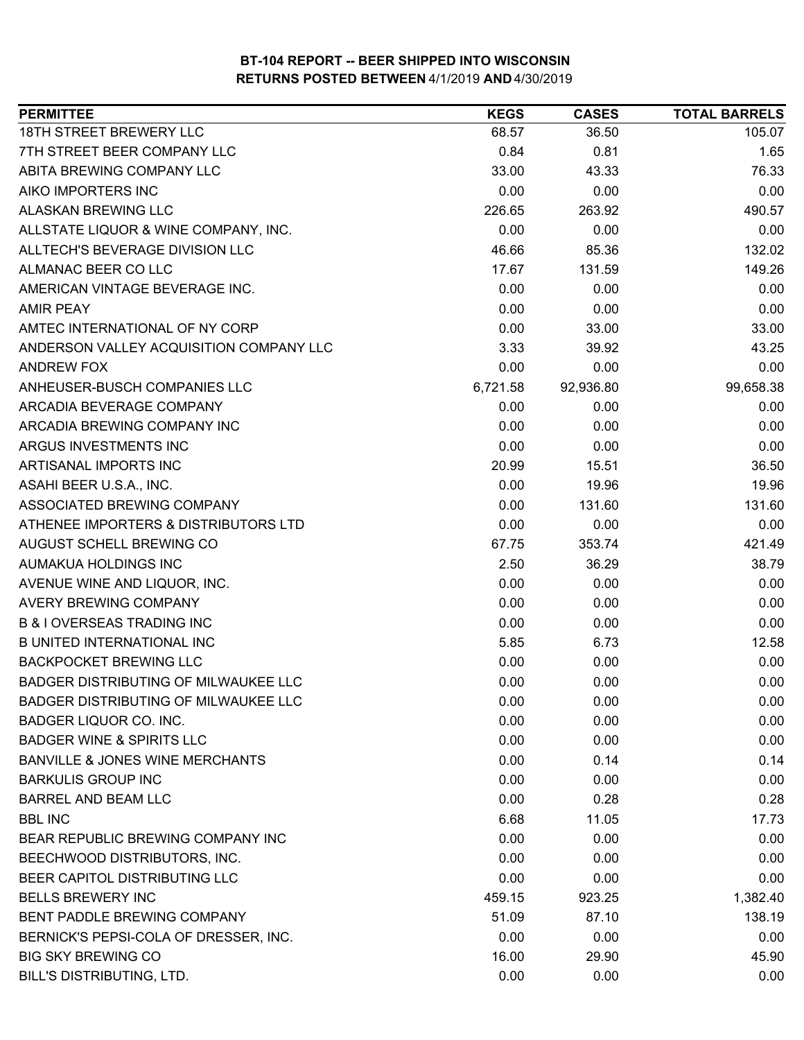# BT-104 REPORT -- BEER SHIPPED INTO WISCONSIN
## RETURNS POSTED BETWEEN 4/1/2019 AND 4/30/2019

| PERMITTEE | KEGS | CASES | TOTAL BARRELS |
|---|---|---|---|
| 18TH STREET BREWERY LLC | 68.57 | 36.50 | 105.07 |
| 7TH STREET BEER COMPANY LLC | 0.84 | 0.81 | 1.65 |
| ABITA BREWING COMPANY LLC | 33.00 | 43.33 | 76.33 |
| AIKO IMPORTERS INC | 0.00 | 0.00 | 0.00 |
| ALASKAN BREWING LLC | 226.65 | 263.92 | 490.57 |
| ALLSTATE LIQUOR & WINE COMPANY, INC. | 0.00 | 0.00 | 0.00 |
| ALLTECH'S BEVERAGE DIVISION LLC | 46.66 | 85.36 | 132.02 |
| ALMANAC BEER CO LLC | 17.67 | 131.59 | 149.26 |
| AMERICAN VINTAGE BEVERAGE INC. | 0.00 | 0.00 | 0.00 |
| AMIR PEAY | 0.00 | 0.00 | 0.00 |
| AMTEC INTERNATIONAL OF NY CORP | 0.00 | 33.00 | 33.00 |
| ANDERSON VALLEY ACQUISITION COMPANY LLC | 3.33 | 39.92 | 43.25 |
| ANDREW FOX | 0.00 | 0.00 | 0.00 |
| ANHEUSER-BUSCH COMPANIES LLC | 6,721.58 | 92,936.80 | 99,658.38 |
| ARCADIA BEVERAGE COMPANY | 0.00 | 0.00 | 0.00 |
| ARCADIA BREWING COMPANY INC | 0.00 | 0.00 | 0.00 |
| ARGUS INVESTMENTS INC | 0.00 | 0.00 | 0.00 |
| ARTISANAL IMPORTS INC | 20.99 | 15.51 | 36.50 |
| ASAHI BEER U.S.A., INC. | 0.00 | 19.96 | 19.96 |
| ASSOCIATED BREWING COMPANY | 0.00 | 131.60 | 131.60 |
| ATHENEE IMPORTERS & DISTRIBUTORS LTD | 0.00 | 0.00 | 0.00 |
| AUGUST SCHELL BREWING CO | 67.75 | 353.74 | 421.49 |
| AUMAKUA HOLDINGS INC | 2.50 | 36.29 | 38.79 |
| AVENUE WINE AND LIQUOR, INC. | 0.00 | 0.00 | 0.00 |
| AVERY BREWING COMPANY | 0.00 | 0.00 | 0.00 |
| B & I OVERSEAS TRADING INC | 0.00 | 0.00 | 0.00 |
| B UNITED INTERNATIONAL INC | 5.85 | 6.73 | 12.58 |
| BACKPOCKET BREWING LLC | 0.00 | 0.00 | 0.00 |
| BADGER DISTRIBUTING OF MILWAUKEE LLC | 0.00 | 0.00 | 0.00 |
| BADGER DISTRIBUTING OF MILWAUKEE LLC | 0.00 | 0.00 | 0.00 |
| BADGER LIQUOR CO. INC. | 0.00 | 0.00 | 0.00 |
| BADGER WINE & SPIRITS LLC | 0.00 | 0.00 | 0.00 |
| BANVILLE & JONES WINE MERCHANTS | 0.00 | 0.14 | 0.14 |
| BARKULIS GROUP INC | 0.00 | 0.00 | 0.00 |
| BARREL AND BEAM LLC | 0.00 | 0.28 | 0.28 |
| BBL INC | 6.68 | 11.05 | 17.73 |
| BEAR REPUBLIC BREWING COMPANY INC | 0.00 | 0.00 | 0.00 |
| BEECHWOOD DISTRIBUTORS, INC. | 0.00 | 0.00 | 0.00 |
| BEER CAPITOL DISTRIBUTING LLC | 0.00 | 0.00 | 0.00 |
| BELLS BREWERY INC | 459.15 | 923.25 | 1,382.40 |
| BENT PADDLE BREWING COMPANY | 51.09 | 87.10 | 138.19 |
| BERNICK'S PEPSI-COLA OF DRESSER, INC. | 0.00 | 0.00 | 0.00 |
| BIG SKY BREWING CO | 16.00 | 29.90 | 45.90 |
| BILL'S DISTRIBUTING, LTD. | 0.00 | 0.00 | 0.00 |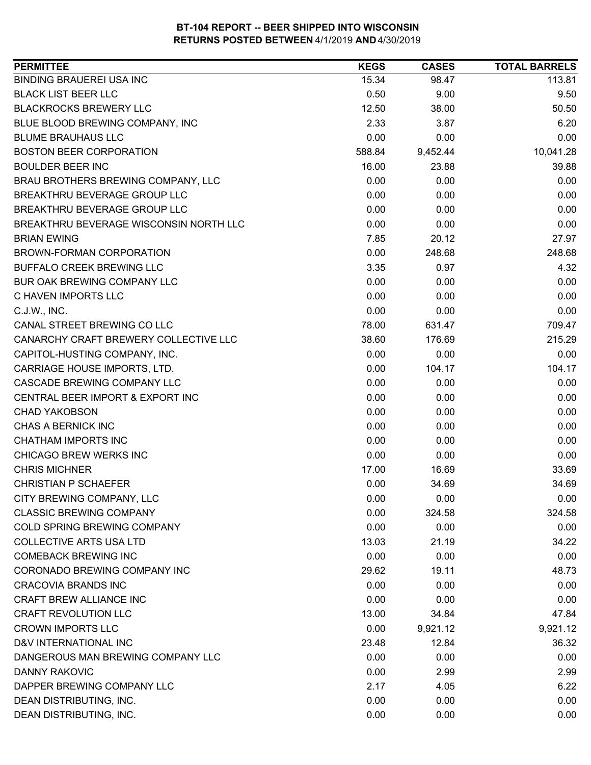# BT-104 REPORT -- BEER SHIPPED INTO WISCONSIN
## RETURNS POSTED BETWEEN 4/1/2019 AND 4/30/2019

| PERMITTEE | KEGS | CASES | TOTAL BARRELS |
|---|---|---|---|
| BINDING BRAUEREI USA INC | 15.34 | 98.47 | 113.81 |
| BLACK LIST BEER LLC | 0.50 | 9.00 | 9.50 |
| BLACKROCKS BREWERY LLC | 12.50 | 38.00 | 50.50 |
| BLUE BLOOD BREWING COMPANY, INC | 2.33 | 3.87 | 6.20 |
| BLUME BRAUHAUS LLC | 0.00 | 0.00 | 0.00 |
| BOSTON BEER CORPORATION | 588.84 | 9,452.44 | 10,041.28 |
| BOULDER BEER INC | 16.00 | 23.88 | 39.88 |
| BRAU BROTHERS BREWING COMPANY, LLC | 0.00 | 0.00 | 0.00 |
| BREAKTHRU BEVERAGE GROUP LLC | 0.00 | 0.00 | 0.00 |
| BREAKTHRU BEVERAGE GROUP LLC | 0.00 | 0.00 | 0.00 |
| BREAKTHRU BEVERAGE WISCONSIN NORTH LLC | 0.00 | 0.00 | 0.00 |
| BRIAN EWING | 7.85 | 20.12 | 27.97 |
| BROWN-FORMAN CORPORATION | 0.00 | 248.68 | 248.68 |
| BUFFALO CREEK BREWING LLC | 3.35 | 0.97 | 4.32 |
| BUR OAK BREWING COMPANY LLC | 0.00 | 0.00 | 0.00 |
| C HAVEN IMPORTS LLC | 0.00 | 0.00 | 0.00 |
| C.J.W., INC. | 0.00 | 0.00 | 0.00 |
| CANAL STREET BREWING CO LLC | 78.00 | 631.47 | 709.47 |
| CANARCHY CRAFT BREWERY COLLECTIVE LLC | 38.60 | 176.69 | 215.29 |
| CAPITOL-HUSTING COMPANY, INC. | 0.00 | 0.00 | 0.00 |
| CARRIAGE HOUSE IMPORTS, LTD. | 0.00 | 104.17 | 104.17 |
| CASCADE BREWING COMPANY LLC | 0.00 | 0.00 | 0.00 |
| CENTRAL BEER IMPORT & EXPORT INC | 0.00 | 0.00 | 0.00 |
| CHAD YAKOBSON | 0.00 | 0.00 | 0.00 |
| CHAS A BERNICK INC | 0.00 | 0.00 | 0.00 |
| CHATHAM IMPORTS INC | 0.00 | 0.00 | 0.00 |
| CHICAGO BREW WERKS INC | 0.00 | 0.00 | 0.00 |
| CHRIS MICHNER | 17.00 | 16.69 | 33.69 |
| CHRISTIAN P SCHAEFER | 0.00 | 34.69 | 34.69 |
| CITY BREWING COMPANY, LLC | 0.00 | 0.00 | 0.00 |
| CLASSIC BREWING COMPANY | 0.00 | 324.58 | 324.58 |
| COLD SPRING BREWING COMPANY | 0.00 | 0.00 | 0.00 |
| COLLECTIVE ARTS USA LTD | 13.03 | 21.19 | 34.22 |
| COMEBACK BREWING INC | 0.00 | 0.00 | 0.00 |
| CORONADO BREWING COMPANY INC | 29.62 | 19.11 | 48.73 |
| CRACOVIA BRANDS INC | 0.00 | 0.00 | 0.00 |
| CRAFT BREW ALLIANCE INC | 0.00 | 0.00 | 0.00 |
| CRAFT REVOLUTION LLC | 13.00 | 34.84 | 47.84 |
| CROWN IMPORTS LLC | 0.00 | 9,921.12 | 9,921.12 |
| D&V INTERNATIONAL INC | 23.48 | 12.84 | 36.32 |
| DANGEROUS MAN BREWING COMPANY LLC | 0.00 | 0.00 | 0.00 |
| DANNY RAKOVIC | 0.00 | 2.99 | 2.99 |
| DAPPER BREWING COMPANY LLC | 2.17 | 4.05 | 6.22 |
| DEAN DISTRIBUTING, INC. | 0.00 | 0.00 | 0.00 |
| DEAN DISTRIBUTING, INC. | 0.00 | 0.00 | 0.00 |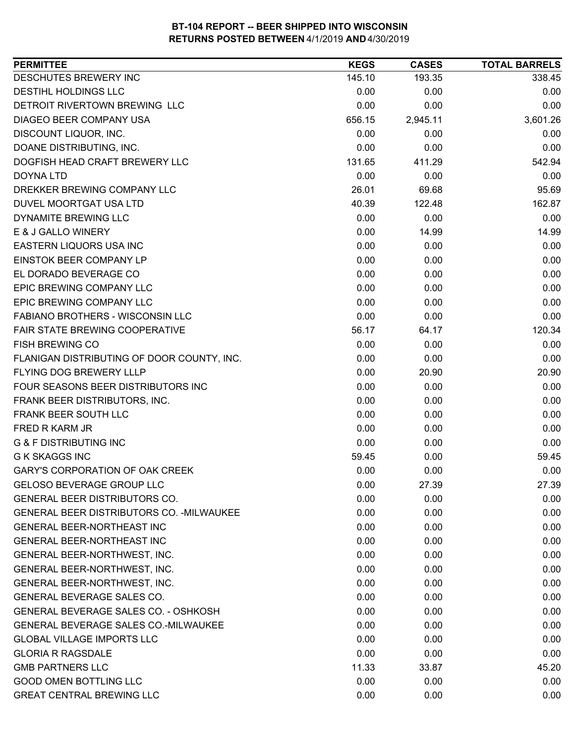# BT-104 REPORT -- BEER SHIPPED INTO WISCONSIN
## RETURNS POSTED BETWEEN 4/1/2019 AND 4/30/2019

| PERMITTEE | KEGS | CASES | TOTAL BARRELS |
|---|---|---|---|
| DESCHUTES BREWERY INC | 145.10 | 193.35 | 338.45 |
| DESTIHL HOLDINGS LLC | 0.00 | 0.00 | 0.00 |
| DETROIT RIVERTOWN BREWING LLC | 0.00 | 0.00 | 0.00 |
| DIAGEO BEER COMPANY USA | 656.15 | 2,945.11 | 3,601.26 |
| DISCOUNT LIQUOR, INC. | 0.00 | 0.00 | 0.00 |
| DOANE DISTRIBUTING, INC. | 0.00 | 0.00 | 0.00 |
| DOGFISH HEAD CRAFT BREWERY LLC | 131.65 | 411.29 | 542.94 |
| DOYNA LTD | 0.00 | 0.00 | 0.00 |
| DREKKER BREWING COMPANY LLC | 26.01 | 69.68 | 95.69 |
| DUVEL MOORTGAT USA LTD | 40.39 | 122.48 | 162.87 |
| DYNAMITE BREWING LLC | 0.00 | 0.00 | 0.00 |
| E & J GALLO WINERY | 0.00 | 14.99 | 14.99 |
| EASTERN LIQUORS USA INC | 0.00 | 0.00 | 0.00 |
| EINSTOK BEER COMPANY LP | 0.00 | 0.00 | 0.00 |
| EL DORADO BEVERAGE CO | 0.00 | 0.00 | 0.00 |
| EPIC BREWING COMPANY LLC | 0.00 | 0.00 | 0.00 |
| EPIC BREWING COMPANY LLC | 0.00 | 0.00 | 0.00 |
| FABIANO BROTHERS - WISCONSIN LLC | 0.00 | 0.00 | 0.00 |
| FAIR STATE BREWING COOPERATIVE | 56.17 | 64.17 | 120.34 |
| FISH BREWING CO | 0.00 | 0.00 | 0.00 |
| FLANIGAN DISTRIBUTING OF DOOR COUNTY, INC. | 0.00 | 0.00 | 0.00 |
| FLYING DOG BREWERY LLLP | 0.00 | 20.90 | 20.90 |
| FOUR SEASONS BEER DISTRIBUTORS INC | 0.00 | 0.00 | 0.00 |
| FRANK BEER DISTRIBUTORS, INC. | 0.00 | 0.00 | 0.00 |
| FRANK BEER SOUTH LLC | 0.00 | 0.00 | 0.00 |
| FRED R KARM JR | 0.00 | 0.00 | 0.00 |
| G & F DISTRIBUTING INC | 0.00 | 0.00 | 0.00 |
| G K SKAGGS INC | 59.45 | 0.00 | 59.45 |
| GARY'S CORPORATION OF OAK CREEK | 0.00 | 0.00 | 0.00 |
| GELOSO BEVERAGE GROUP LLC | 0.00 | 27.39 | 27.39 |
| GENERAL BEER DISTRIBUTORS CO. | 0.00 | 0.00 | 0.00 |
| GENERAL BEER DISTRIBUTORS CO. -MILWAUKEE | 0.00 | 0.00 | 0.00 |
| GENERAL BEER-NORTHEAST INC | 0.00 | 0.00 | 0.00 |
| GENERAL BEER-NORTHEAST INC | 0.00 | 0.00 | 0.00 |
| GENERAL BEER-NORTHWEST, INC. | 0.00 | 0.00 | 0.00 |
| GENERAL BEER-NORTHWEST, INC. | 0.00 | 0.00 | 0.00 |
| GENERAL BEER-NORTHWEST, INC. | 0.00 | 0.00 | 0.00 |
| GENERAL BEVERAGE SALES CO. | 0.00 | 0.00 | 0.00 |
| GENERAL BEVERAGE SALES CO. - OSHKOSH | 0.00 | 0.00 | 0.00 |
| GENERAL BEVERAGE SALES CO.-MILWAUKEE | 0.00 | 0.00 | 0.00 |
| GLOBAL VILLAGE IMPORTS LLC | 0.00 | 0.00 | 0.00 |
| GLORIA R RAGSDALE | 0.00 | 0.00 | 0.00 |
| GMB PARTNERS LLC | 11.33 | 33.87 | 45.20 |
| GOOD OMEN BOTTLING LLC | 0.00 | 0.00 | 0.00 |
| GREAT CENTRAL BREWING LLC | 0.00 | 0.00 | 0.00 |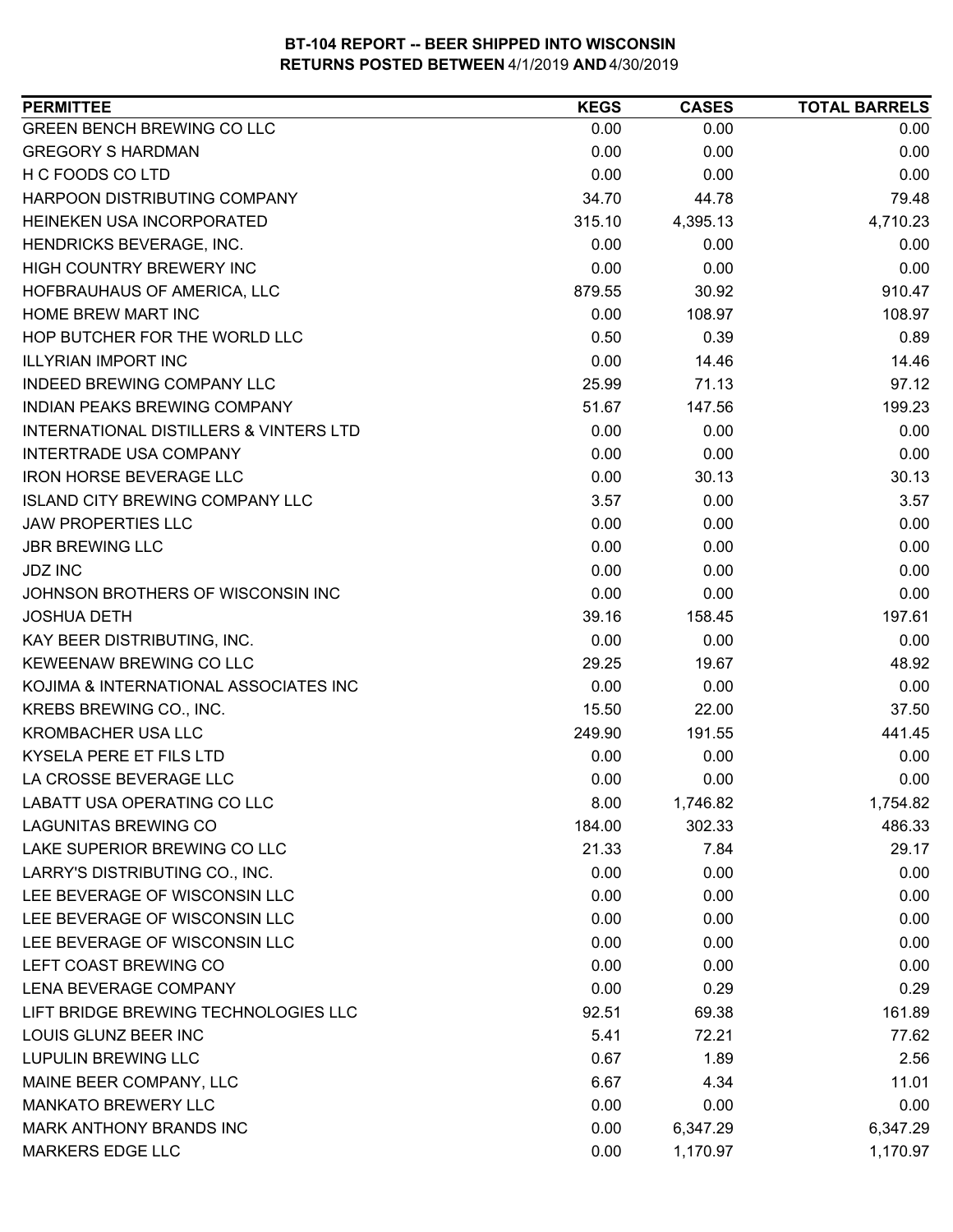**BT-104 REPORT -- BEER SHIPPED INTO WISCONSIN**
**RETURNS POSTED BETWEEN 4/1/2019 AND 4/30/2019**

| PERMITTEE | KEGS | CASES | TOTAL BARRELS |
|---|---|---|---|
| GREEN BENCH BREWING CO LLC | 0.00 | 0.00 | 0.00 |
| GREGORY S HARDMAN | 0.00 | 0.00 | 0.00 |
| H C FOODS CO LTD | 0.00 | 0.00 | 0.00 |
| HARPOON DISTRIBUTING COMPANY | 34.70 | 44.78 | 79.48 |
| HEINEKEN USA INCORPORATED | 315.10 | 4,395.13 | 4,710.23 |
| HENDRICKS BEVERAGE, INC. | 0.00 | 0.00 | 0.00 |
| HIGH COUNTRY BREWERY INC | 0.00 | 0.00 | 0.00 |
| HOFBRAUHAUS OF AMERICA, LLC | 879.55 | 30.92 | 910.47 |
| HOME BREW MART INC | 0.00 | 108.97 | 108.97 |
| HOP BUTCHER FOR THE WORLD LLC | 0.50 | 0.39 | 0.89 |
| ILLYRIAN IMPORT INC | 0.00 | 14.46 | 14.46 |
| INDEED BREWING COMPANY LLC | 25.99 | 71.13 | 97.12 |
| INDIAN PEAKS BREWING COMPANY | 51.67 | 147.56 | 199.23 |
| INTERNATIONAL DISTILLERS & VINTERS LTD | 0.00 | 0.00 | 0.00 |
| INTERTRADE USA COMPANY | 0.00 | 0.00 | 0.00 |
| IRON HORSE BEVERAGE LLC | 0.00 | 30.13 | 30.13 |
| ISLAND CITY BREWING COMPANY LLC | 3.57 | 0.00 | 3.57 |
| JAW PROPERTIES LLC | 0.00 | 0.00 | 0.00 |
| JBR BREWING LLC | 0.00 | 0.00 | 0.00 |
| JDZ INC | 0.00 | 0.00 | 0.00 |
| JOHNSON BROTHERS OF WISCONSIN INC | 0.00 | 0.00 | 0.00 |
| JOSHUA DETH | 39.16 | 158.45 | 197.61 |
| KAY BEER DISTRIBUTING, INC. | 0.00 | 0.00 | 0.00 |
| KEWEENAW BREWING CO LLC | 29.25 | 19.67 | 48.92 |
| KOJIMA & INTERNATIONAL ASSOCIATES INC | 0.00 | 0.00 | 0.00 |
| KREBS BREWING CO., INC. | 15.50 | 22.00 | 37.50 |
| KROMBACHER USA LLC | 249.90 | 191.55 | 441.45 |
| KYSELA PERE ET FILS LTD | 0.00 | 0.00 | 0.00 |
| LA CROSSE BEVERAGE LLC | 0.00 | 0.00 | 0.00 |
| LABATT USA OPERATING CO LLC | 8.00 | 1,746.82 | 1,754.82 |
| LAGUNITAS BREWING CO | 184.00 | 302.33 | 486.33 |
| LAKE SUPERIOR BREWING CO LLC | 21.33 | 7.84 | 29.17 |
| LARRY'S DISTRIBUTING CO., INC. | 0.00 | 0.00 | 0.00 |
| LEE BEVERAGE OF WISCONSIN LLC | 0.00 | 0.00 | 0.00 |
| LEE BEVERAGE OF WISCONSIN LLC | 0.00 | 0.00 | 0.00 |
| LEE BEVERAGE OF WISCONSIN LLC | 0.00 | 0.00 | 0.00 |
| LEFT COAST BREWING CO | 0.00 | 0.00 | 0.00 |
| LENA BEVERAGE COMPANY | 0.00 | 0.29 | 0.29 |
| LIFT BRIDGE BREWING TECHNOLOGIES LLC | 92.51 | 69.38 | 161.89 |
| LOUIS GLUNZ BEER INC | 5.41 | 72.21 | 77.62 |
| LUPULIN BREWING LLC | 0.67 | 1.89 | 2.56 |
| MAINE BEER COMPANY, LLC | 6.67 | 4.34 | 11.01 |
| MANKATO BREWERY LLC | 0.00 | 0.00 | 0.00 |
| MARK ANTHONY BRANDS INC | 0.00 | 6,347.29 | 6,347.29 |
| MARKERS EDGE LLC | 0.00 | 1,170.97 | 1,170.97 |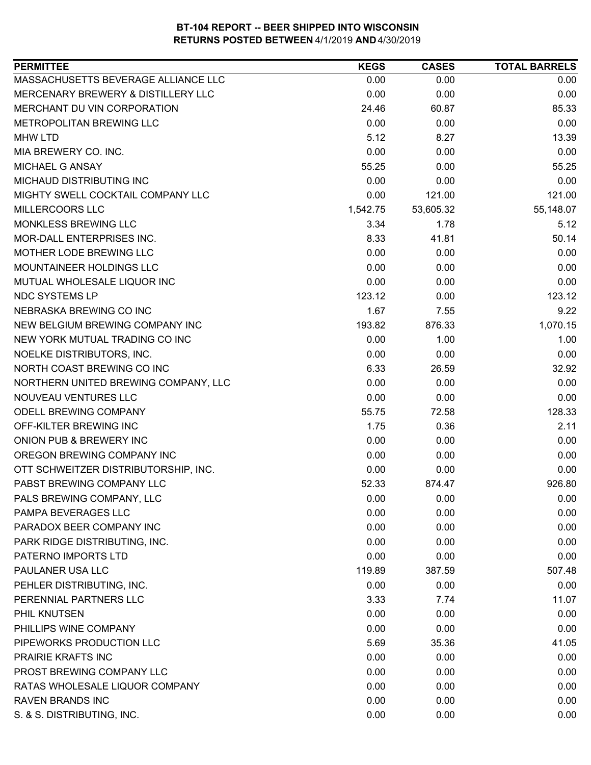# BT-104 REPORT -- BEER SHIPPED INTO WISCONSIN
## RETURNS POSTED BETWEEN 4/1/2019 AND 4/30/2019

| PERMITTEE | KEGS | CASES | TOTAL BARRELS |
|---|---|---|---|
| MASSACHUSETTS BEVERAGE ALLIANCE LLC | 0.00 | 0.00 | 0.00 |
| MERCENARY BREWERY & DISTILLERY LLC | 0.00 | 0.00 | 0.00 |
| MERCHANT DU VIN CORPORATION | 24.46 | 60.87 | 85.33 |
| METROPOLITAN BREWING LLC | 0.00 | 0.00 | 0.00 |
| MHW LTD | 5.12 | 8.27 | 13.39 |
| MIA BREWERY CO. INC. | 0.00 | 0.00 | 0.00 |
| MICHAEL G ANSAY | 55.25 | 0.00 | 55.25 |
| MICHAUD DISTRIBUTING INC | 0.00 | 0.00 | 0.00 |
| MIGHTY SWELL COCKTAIL COMPANY LLC | 0.00 | 121.00 | 121.00 |
| MILLERCOORS LLC | 1,542.75 | 53,605.32 | 55,148.07 |
| MONKLESS BREWING LLC | 3.34 | 1.78 | 5.12 |
| MOR-DALL ENTERPRISES INC. | 8.33 | 41.81 | 50.14 |
| MOTHER LODE BREWING LLC | 0.00 | 0.00 | 0.00 |
| MOUNTAINEER HOLDINGS LLC | 0.00 | 0.00 | 0.00 |
| MUTUAL WHOLESALE LIQUOR INC | 0.00 | 0.00 | 0.00 |
| NDC SYSTEMS LP | 123.12 | 0.00 | 123.12 |
| NEBRASKA BREWING CO INC | 1.67 | 7.55 | 9.22 |
| NEW BELGIUM BREWING COMPANY INC | 193.82 | 876.33 | 1,070.15 |
| NEW YORK MUTUAL TRADING CO INC | 0.00 | 1.00 | 1.00 |
| NOELKE DISTRIBUTORS, INC. | 0.00 | 0.00 | 0.00 |
| NORTH COAST BREWING CO INC | 6.33 | 26.59 | 32.92 |
| NORTHERN UNITED BREWING COMPANY, LLC | 0.00 | 0.00 | 0.00 |
| NOUVEAU VENTURES LLC | 0.00 | 0.00 | 0.00 |
| ODELL BREWING COMPANY | 55.75 | 72.58 | 128.33 |
| OFF-KILTER BREWING INC | 1.75 | 0.36 | 2.11 |
| ONION PUB & BREWERY INC | 0.00 | 0.00 | 0.00 |
| OREGON BREWING COMPANY INC | 0.00 | 0.00 | 0.00 |
| OTT SCHWEITZER DISTRIBUTORSHIP, INC. | 0.00 | 0.00 | 0.00 |
| PABST BREWING COMPANY LLC | 52.33 | 874.47 | 926.80 |
| PALS BREWING COMPANY, LLC | 0.00 | 0.00 | 0.00 |
| PAMPA BEVERAGES LLC | 0.00 | 0.00 | 0.00 |
| PARADOX BEER COMPANY INC | 0.00 | 0.00 | 0.00 |
| PARK RIDGE DISTRIBUTING, INC. | 0.00 | 0.00 | 0.00 |
| PATERNO IMPORTS LTD | 0.00 | 0.00 | 0.00 |
| PAULANER USA LLC | 119.89 | 387.59 | 507.48 |
| PEHLER DISTRIBUTING, INC. | 0.00 | 0.00 | 0.00 |
| PERENNIAL PARTNERS LLC | 3.33 | 7.74 | 11.07 |
| PHIL KNUTSEN | 0.00 | 0.00 | 0.00 |
| PHILLIPS WINE COMPANY | 0.00 | 0.00 | 0.00 |
| PIPEWORKS PRODUCTION LLC | 5.69 | 35.36 | 41.05 |
| PRAIRIE KRAFTS INC | 0.00 | 0.00 | 0.00 |
| PROST BREWING COMPANY LLC | 0.00 | 0.00 | 0.00 |
| RATAS WHOLESALE LIQUOR COMPANY | 0.00 | 0.00 | 0.00 |
| RAVEN BRANDS INC | 0.00 | 0.00 | 0.00 |
| S. & S. DISTRIBUTING, INC. | 0.00 | 0.00 | 0.00 |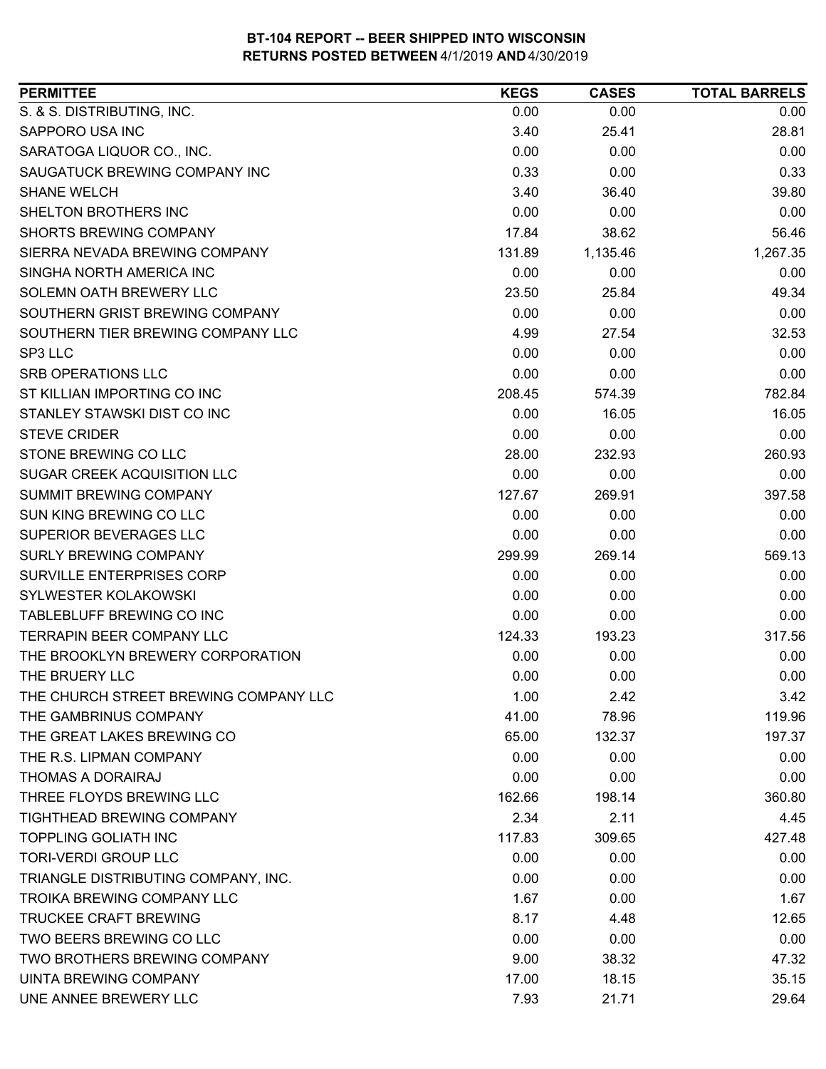**BT-104 REPORT -- BEER SHIPPED INTO WISCONSIN**
**RETURNS POSTED BETWEEN 4/1/2019 AND 4/30/2019**

| PERMITTEE | KEGS | CASES | TOTAL BARRELS |
|---|---|---|---|
| S. & S. DISTRIBUTING, INC. | 0.00 | 0.00 | 0.00 |
| SAPPORO USA INC | 3.40 | 25.41 | 28.81 |
| SARATOGA LIQUOR CO., INC. | 0.00 | 0.00 | 0.00 |
| SAUGATUCK BREWING COMPANY INC | 0.33 | 0.00 | 0.33 |
| SHANE WELCH | 3.40 | 36.40 | 39.80 |
| SHELTON BROTHERS INC | 0.00 | 0.00 | 0.00 |
| SHORTS BREWING COMPANY | 17.84 | 38.62 | 56.46 |
| SIERRA NEVADA BREWING COMPANY | 131.89 | 1,135.46 | 1,267.35 |
| SINGHA NORTH AMERICA INC | 0.00 | 0.00 | 0.00 |
| SOLEMN OATH BREWERY LLC | 23.50 | 25.84 | 49.34 |
| SOUTHERN GRIST BREWING COMPANY | 0.00 | 0.00 | 0.00 |
| SOUTHERN TIER BREWING COMPANY LLC | 4.99 | 27.54 | 32.53 |
| SP3 LLC | 0.00 | 0.00 | 0.00 |
| SRB OPERATIONS LLC | 0.00 | 0.00 | 0.00 |
| ST KILLIAN IMPORTING CO INC | 208.45 | 574.39 | 782.84 |
| STANLEY STAWSKI DIST CO INC | 0.00 | 16.05 | 16.05 |
| STEVE CRIDER | 0.00 | 0.00 | 0.00 |
| STONE BREWING CO LLC | 28.00 | 232.93 | 260.93 |
| SUGAR CREEK ACQUISITION LLC | 0.00 | 0.00 | 0.00 |
| SUMMIT BREWING COMPANY | 127.67 | 269.91 | 397.58 |
| SUN KING BREWING CO LLC | 0.00 | 0.00 | 0.00 |
| SUPERIOR BEVERAGES LLC | 0.00 | 0.00 | 0.00 |
| SURLY BREWING COMPANY | 299.99 | 269.14 | 569.13 |
| SURVILLE ENTERPRISES CORP | 0.00 | 0.00 | 0.00 |
| SYLWESTER KOLAKOWSKI | 0.00 | 0.00 | 0.00 |
| TABLEBLUFF BREWING CO INC | 0.00 | 0.00 | 0.00 |
| TERRAPIN BEER COMPANY LLC | 124.33 | 193.23 | 317.56 |
| THE BROOKLYN BREWERY CORPORATION | 0.00 | 0.00 | 0.00 |
| THE BRUERY LLC | 0.00 | 0.00 | 0.00 |
| THE CHURCH STREET BREWING COMPANY LLC | 1.00 | 2.42 | 3.42 |
| THE GAMBRINUS COMPANY | 41.00 | 78.96 | 119.96 |
| THE GREAT LAKES BREWING CO | 65.00 | 132.37 | 197.37 |
| THE R.S. LIPMAN COMPANY | 0.00 | 0.00 | 0.00 |
| THOMAS A DORAIRAJ | 0.00 | 0.00 | 0.00 |
| THREE FLOYDS BREWING LLC | 162.66 | 198.14 | 360.80 |
| TIGHTHEAD BREWING COMPANY | 2.34 | 2.11 | 4.45 |
| TOPPLING GOLIATH INC | 117.83 | 309.65 | 427.48 |
| TORI-VERDI GROUP LLC | 0.00 | 0.00 | 0.00 |
| TRIANGLE DISTRIBUTING COMPANY, INC. | 0.00 | 0.00 | 0.00 |
| TROIKA BREWING COMPANY LLC | 1.67 | 0.00 | 1.67 |
| TRUCKEE CRAFT BREWING | 8.17 | 4.48 | 12.65 |
| TWO BEERS BREWING CO LLC | 0.00 | 0.00 | 0.00 |
| TWO BROTHERS BREWING COMPANY | 9.00 | 38.32 | 47.32 |
| UINTA BREWING COMPANY | 17.00 | 18.15 | 35.15 |
| UNE ANNEE BREWERY LLC | 7.93 | 21.71 | 29.64 |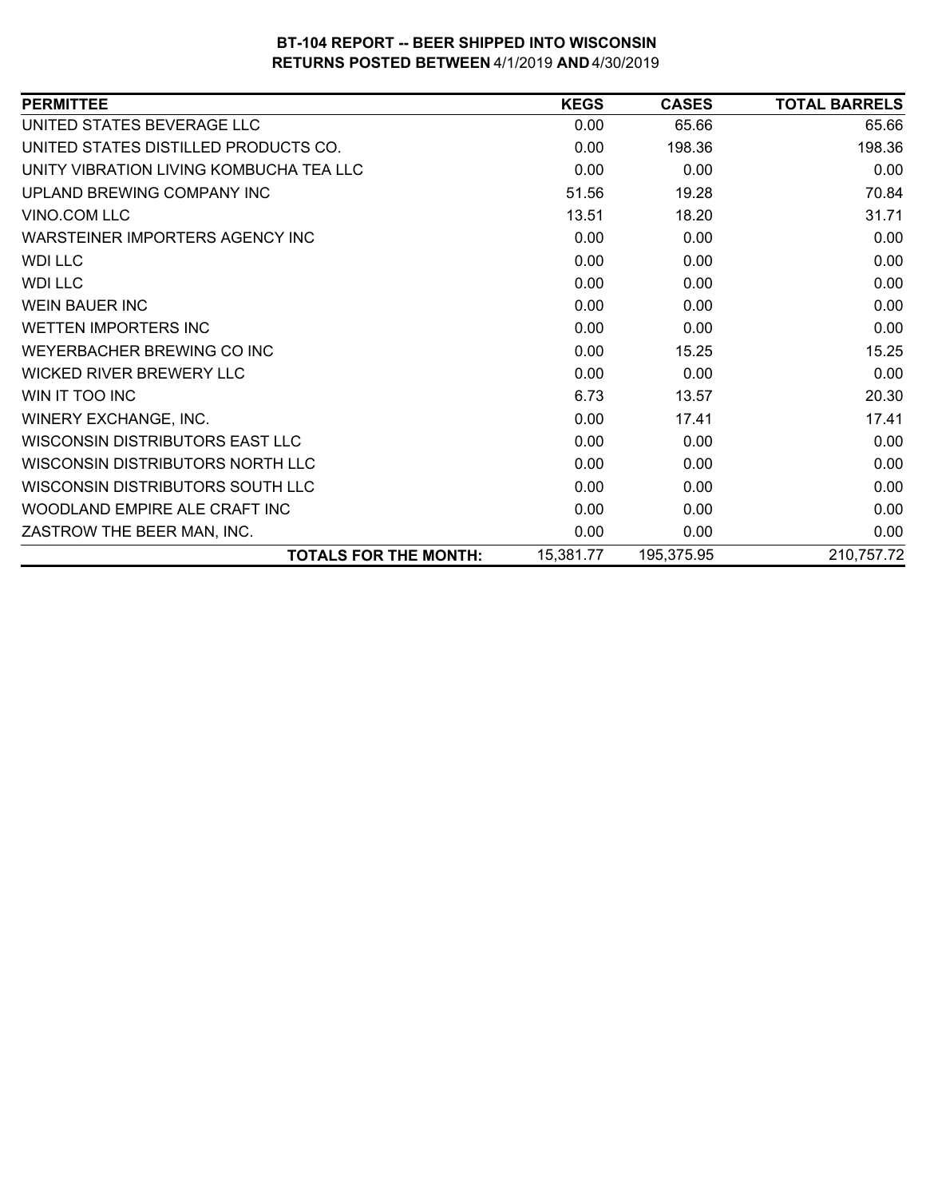**BT-104 REPORT -- BEER SHIPPED INTO WISCONSIN**
**RETURNS POSTED BETWEEN** 4/1/2019 **AND** 4/30/2019

| PERMITTEE | KEGS | CASES | TOTAL BARRELS |
|---|---|---|---|
| UNITED STATES BEVERAGE LLC | 0.00 | 65.66 | 65.66 |
| UNITED STATES DISTILLED PRODUCTS CO. | 0.00 | 198.36 | 198.36 |
| UNITY VIBRATION LIVING KOMBUCHA TEA LLC | 0.00 | 0.00 | 0.00 |
| UPLAND BREWING COMPANY INC | 51.56 | 19.28 | 70.84 |
| VINO.COM LLC | 13.51 | 18.20 | 31.71 |
| WARSTEINER IMPORTERS AGENCY INC | 0.00 | 0.00 | 0.00 |
| WDI LLC | 0.00 | 0.00 | 0.00 |
| WDI LLC | 0.00 | 0.00 | 0.00 |
| WEIN BAUER INC | 0.00 | 0.00 | 0.00 |
| WETTEN IMPORTERS INC | 0.00 | 0.00 | 0.00 |
| WEYERBACHER BREWING CO INC | 0.00 | 15.25 | 15.25 |
| WICKED RIVER BREWERY LLC | 0.00 | 0.00 | 0.00 |
| WIN IT TOO INC | 6.73 | 13.57 | 20.30 |
| WINERY EXCHANGE, INC. | 0.00 | 17.41 | 17.41 |
| WISCONSIN DISTRIBUTORS EAST LLC | 0.00 | 0.00 | 0.00 |
| WISCONSIN DISTRIBUTORS NORTH LLC | 0.00 | 0.00 | 0.00 |
| WISCONSIN DISTRIBUTORS SOUTH LLC | 0.00 | 0.00 | 0.00 |
| WOODLAND EMPIRE ALE CRAFT INC | 0.00 | 0.00 | 0.00 |
| ZASTROW THE BEER MAN, INC. | 0.00 | 0.00 | 0.00 |
| **TOTALS FOR THE MONTH:** | 15,381.77 | 195,375.95 | 210,757.72 |